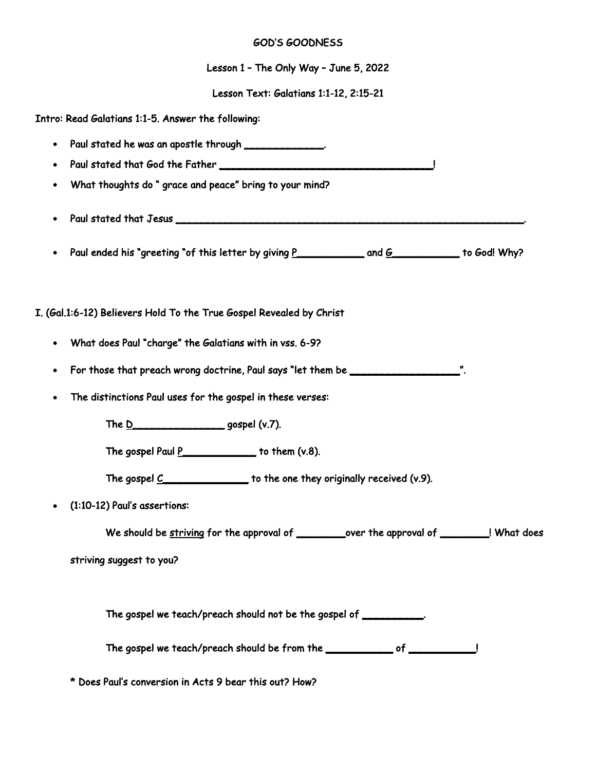GOD'S GOODNESS

Lesson 1 – The Only Way – June 5, 2022

Lesson Text: Galatians 1:1-12, 2:15-21

Intro: Read Galatians 1:1-5. Answer the following:

- Paul stated he was an apostle through _____________.
- Paul stated that God the Father ___________________________________!
- What thoughts do " grace and peace" bring to your mind?
- Paul stated that Jesus __________________________________________________________.
- Paul ended his "greeting "of this letter by giving P___________ and G___________ to God! Why?

I. (Gal.1:6-12) Believers Hold To the True Gospel Revealed by Christ

- What does Paul "charge" the Galatians with in vss. 6-9?
- For those that preach wrong doctrine, Paul says "let them be __________________".
- The distinctions Paul uses for the gospel in these verses:

  The D_______________ gospel (v.7).

  The gospel Paul P____________ to them (v.8).

  The gospel C______________ to the one they originally received (v.9).

- (1:10-12) Paul's assertions:

  We should be striving for the approval of ________over the approval of ________! What does striving suggest to you?

  The gospel we teach/preach should not be the gospel of __________.

  The gospel we teach/preach should be from the ___________ of ___________!

\* Does Paul's conversion in Acts 9 bear this out? How?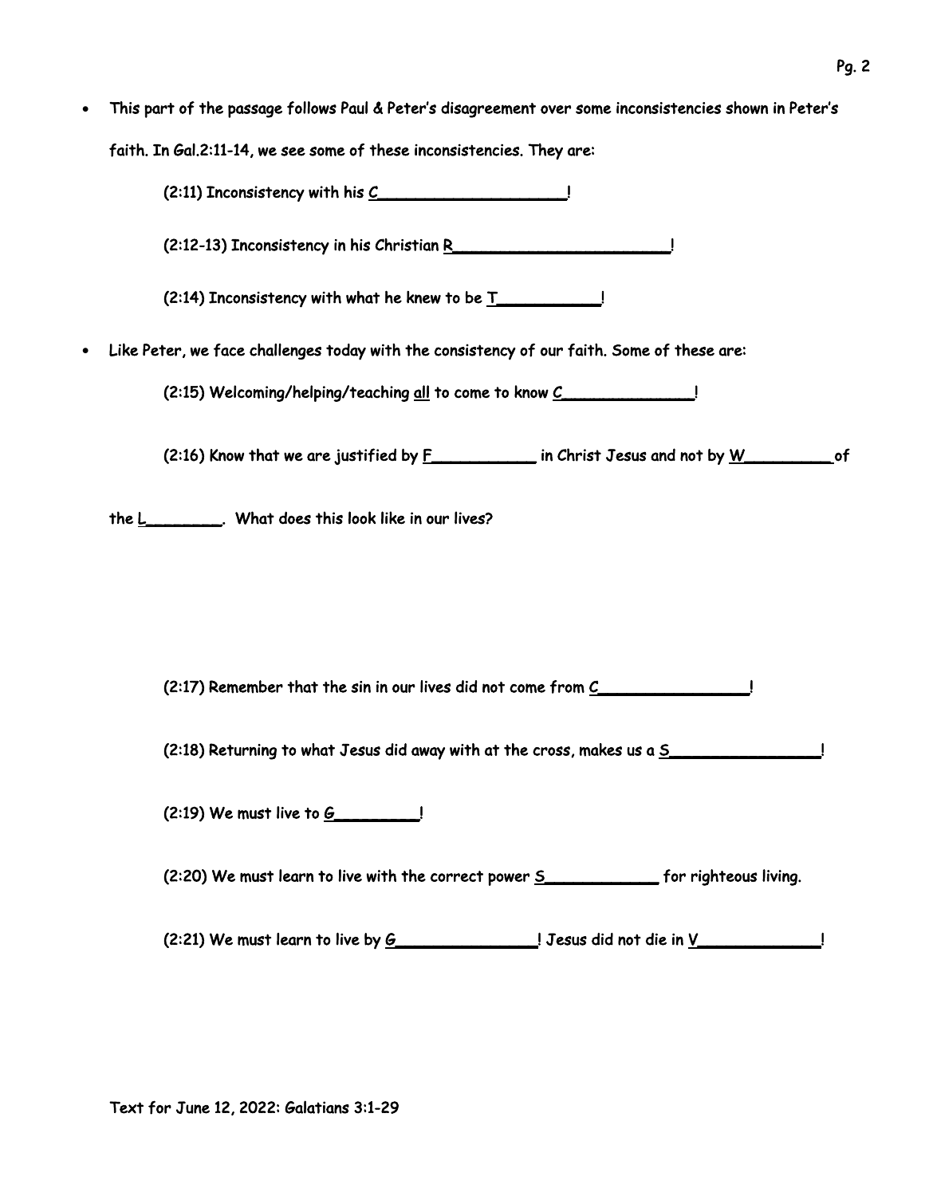- This part of the passage follows Paul & Peter's disagreement over some inconsistencies shown in Peter's faith. In Gal.2:11-14, we see some of these inconsistencies. They are:

  (2:11) Inconsistency with his C____________________!

  (2:12-13) Inconsistency in his Christian R_______________________!

  (2:14) Inconsistency with what he knew to be T___________!

- Like Peter, we face challenges today with the consistency of our faith. Some of these are:

  (2:15) Welcoming/helping/teaching all to come to know C______________!

  (2:16) Know that we are justified by F___________ in Christ Jesus and not by W_________of the L________. What does this look like in our lives?

  (2:17) Remember that the sin in our lives did not come from C________________!

  (2:18) Returning to what Jesus did away with at the cross, makes us a S________________!

  (2:19) We must live to G_________!

  (2:20) We must learn to live with the correct power S____________ for righteous living.

  (2:21) We must learn to live by G_______________! Jesus did not die in V_____________!

Text for June 12, 2022: Galatians 3:1-29